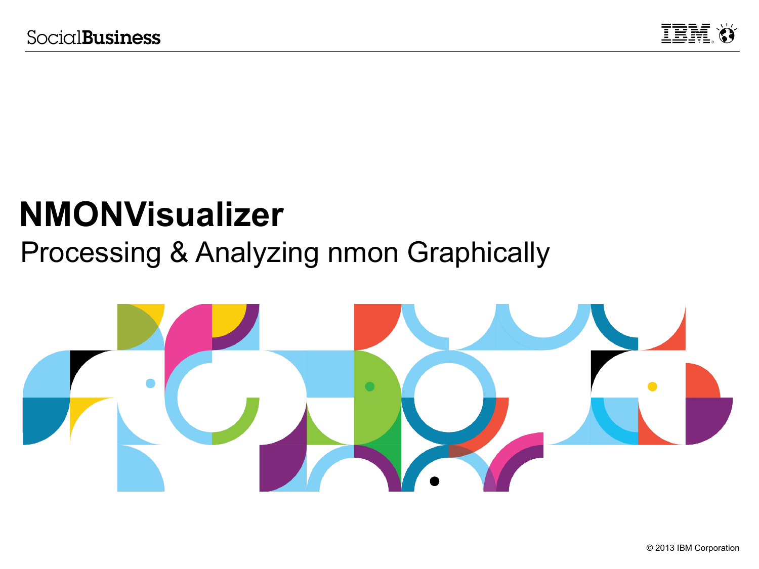# NMONVisualizer

Processing & Analyzing nmon Graphically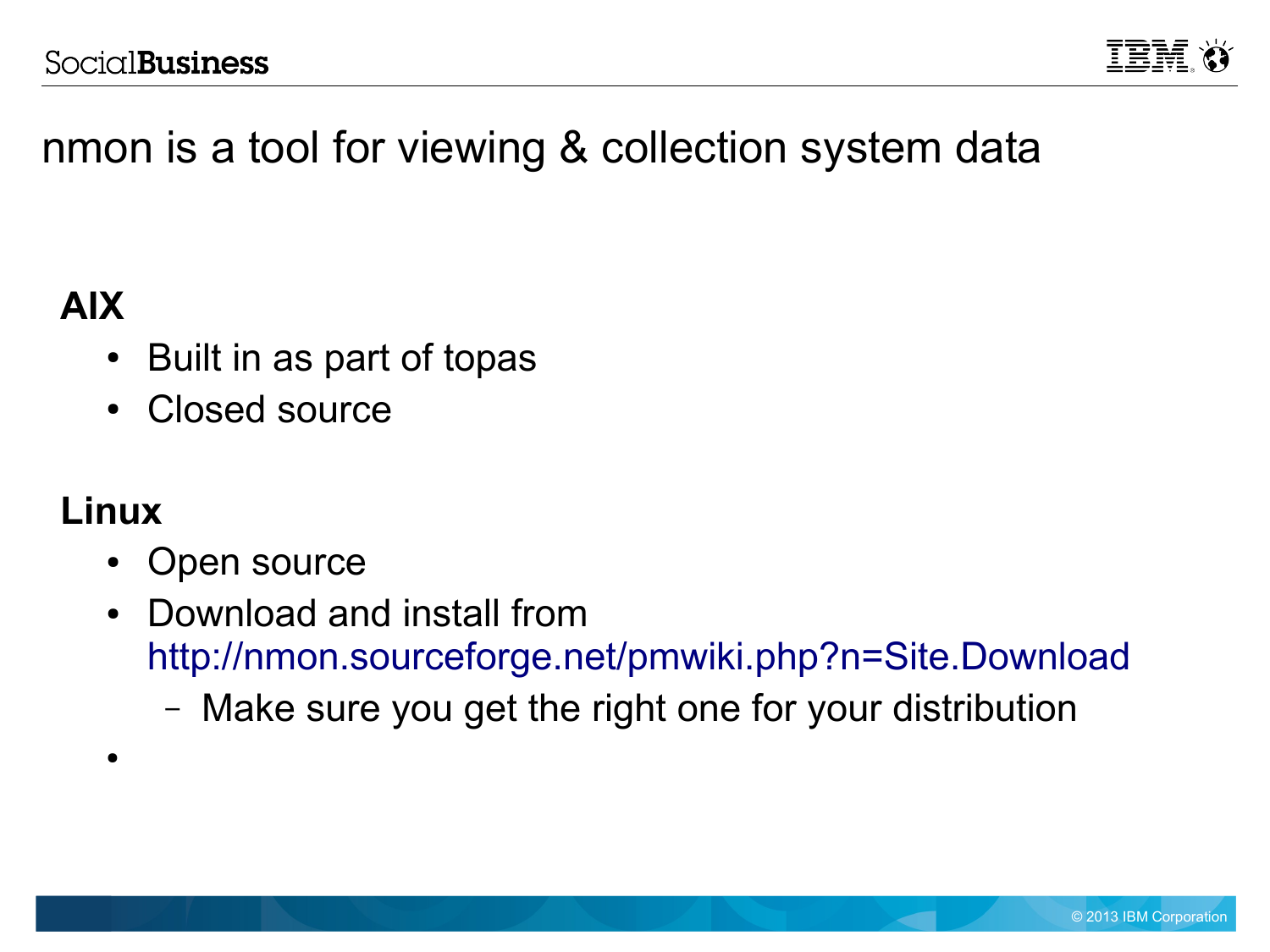# nmon is a tool for viewing & collection system data

**AIX**

- Built in as part of topas
- Closed source

**Linux**

- Open source
- Download and install from http://nmon.sourceforge.net/pmwiki.php?n=Site.Download
  - Make sure you get the right one for your distribution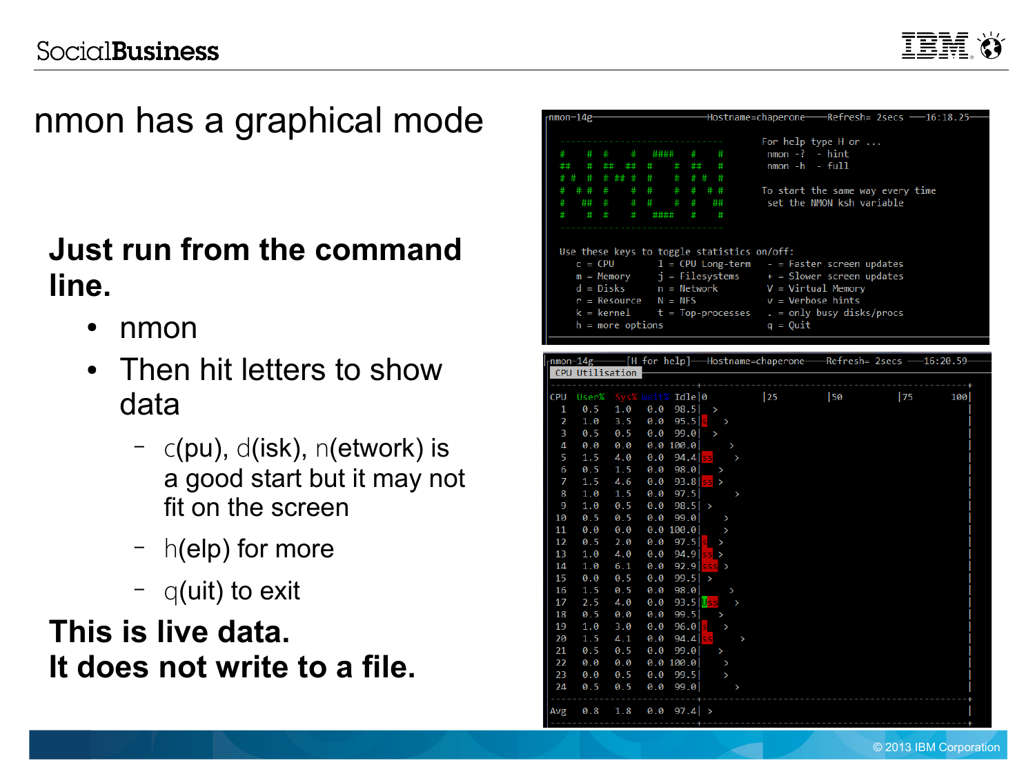# nmon has a graphical mode

**Just run from the command line.**

- nmon
- Then hit letters to show data
  - c(pu), d(isk), n(etwork) is a good start but it may not fit on the screen
  - h(elp) for more
  - q(uit) to exit

**This is live data.**
**It does not write to a file.**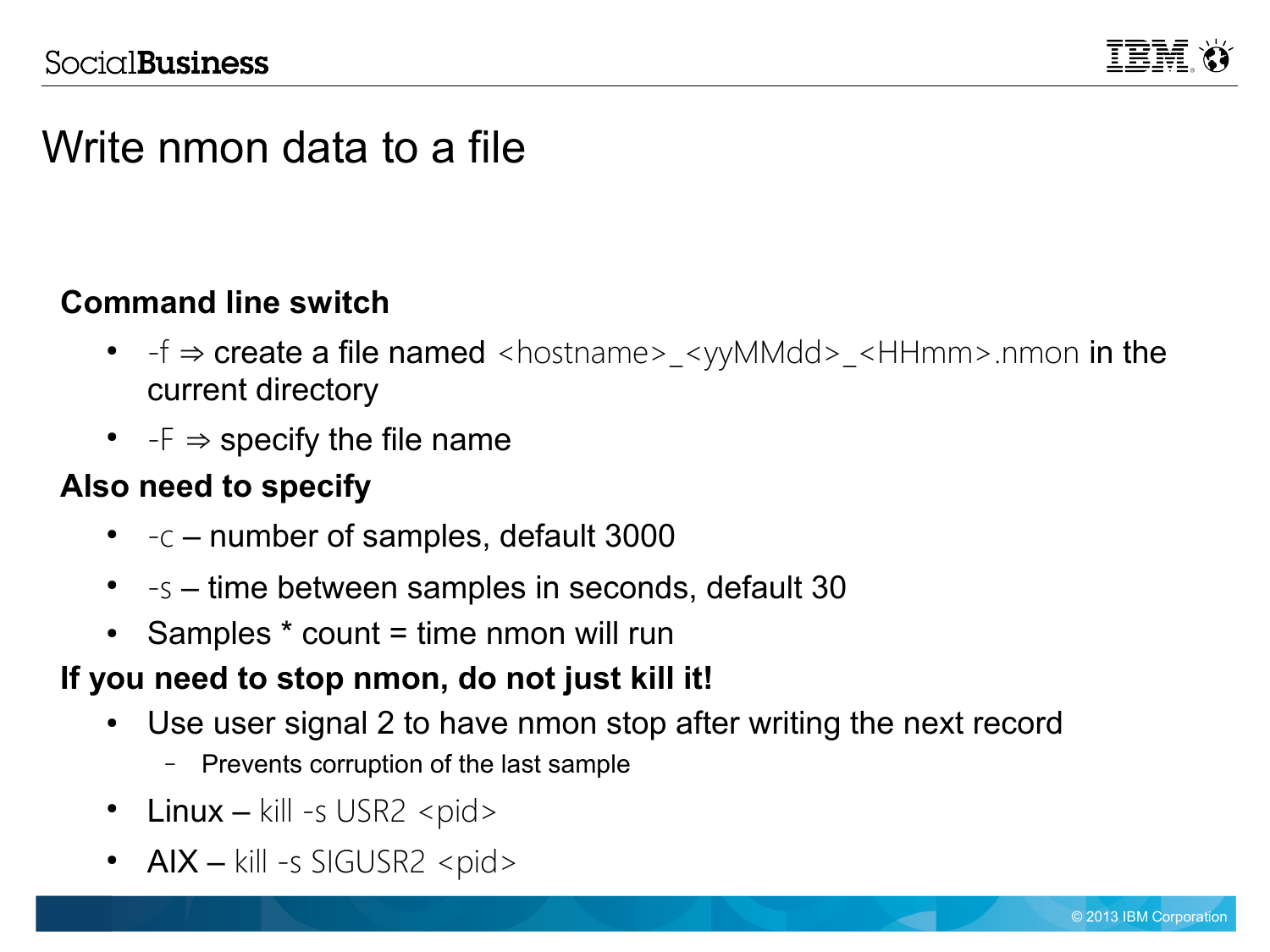# Write nmon data to a file

**Command line switch**

- -f ⇒ create a file named <hostname>_<yyMMdd>_<HHmm>.nmon in the current directory
- -F ⇒ specify the file name

**Also need to specify**

- -c – number of samples, default 3000
- -s – time between samples in seconds, default 30
- Samples * count = time nmon will run

**If you need to stop nmon, do not just kill it!**

- Use user signal 2 to have nmon stop after writing the next record
  - Prevents corruption of the last sample
- Linux – kill -s USR2 <pid>
- AIX – kill -s SIGUSR2 <pid>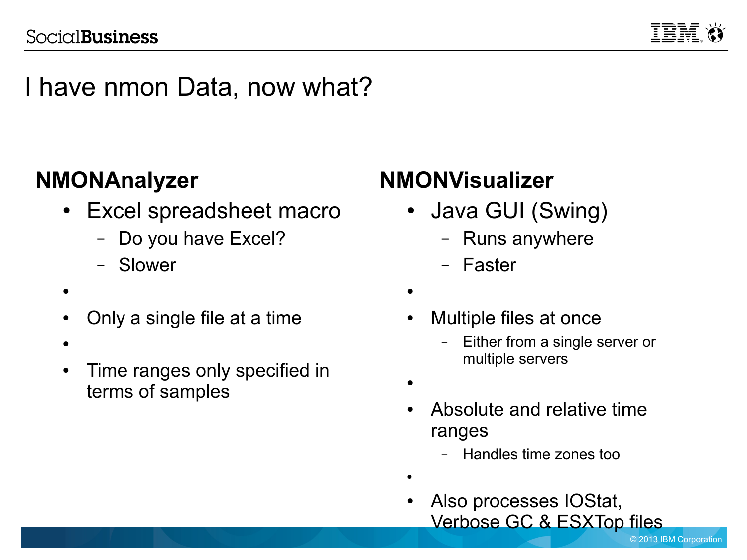# I have nmon Data, now what?

## NMONAnalyzer

- Excel spreadsheet macro
  - Do you have Excel?
  - Slower
- Only a single file at a time
- Time ranges only specified in terms of samples

## NMONVisualizer

- Java GUI (Swing)
  - Runs anywhere
  - Faster
- Multiple files at once
  - Either from a single server or multiple servers
- Absolute and relative time ranges
  - Handles time zones too
- Also processes IOStat, Verbose GC & ESXTop files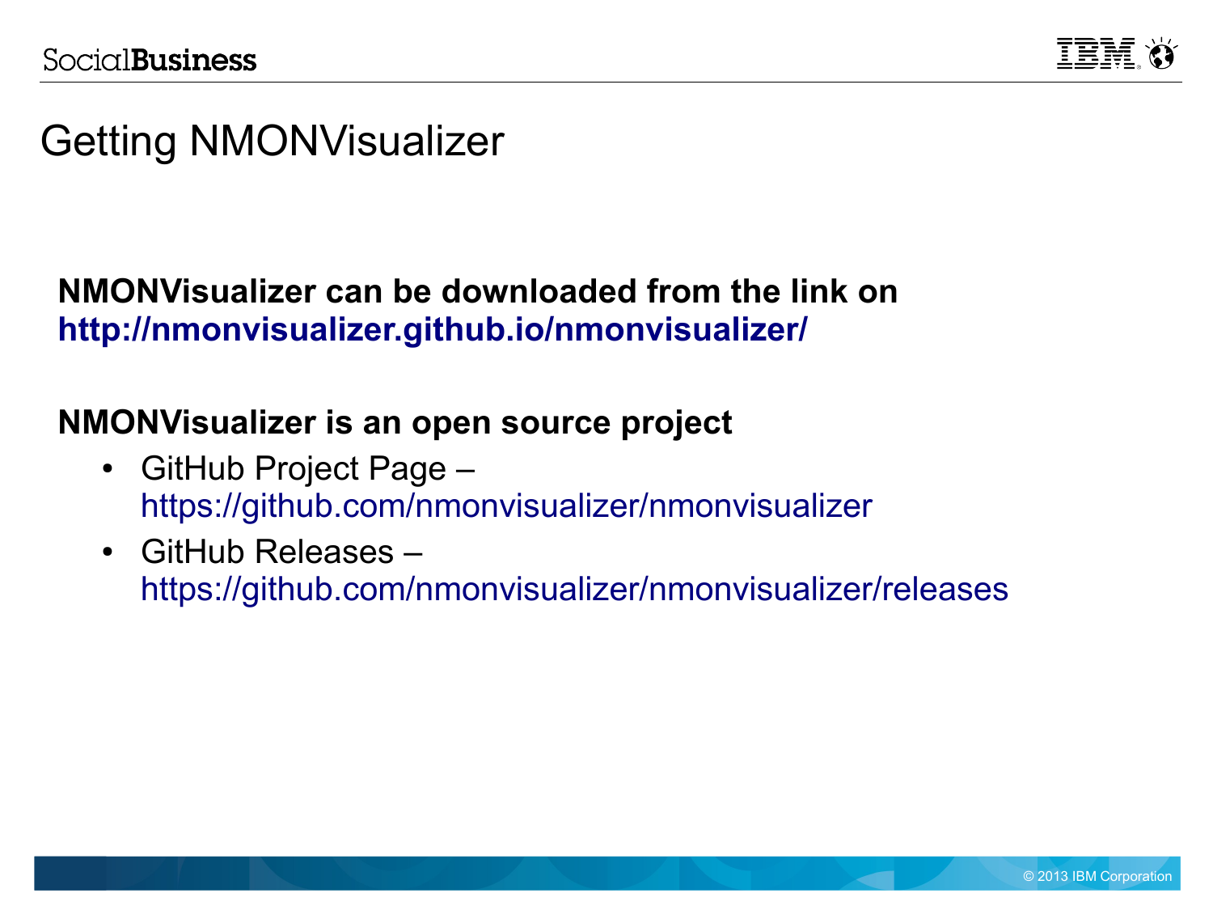# Getting NMONVisualizer

**NMONVisualizer can be downloaded from the link on http://nmonvisualizer.github.io/nmonvisualizer/**

**NMONVisualizer is an open source project**

- GitHub Project Page – https://github.com/nmonvisualizer/nmonvisualizer
- GitHub Releases – https://github.com/nmonvisualizer/nmonvisualizer/releases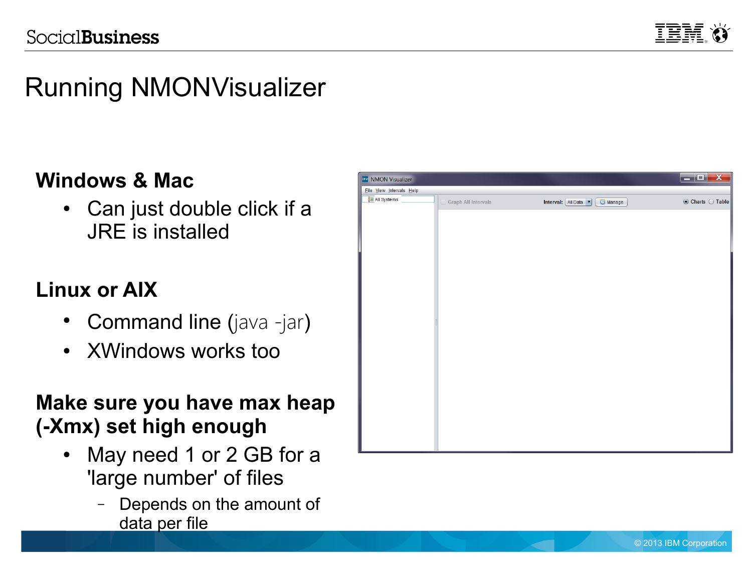# Running NMONVisualizer

**Windows & Mac**

- Can just double click if a JRE is installed

**Linux or AIX**

- Command line (java -jar)
- XWindows works too

**Make sure you have max heap (-Xmx) set high enough**

- May need 1 or 2 GB for a 'large number' of files
  - Depends on the amount of data per file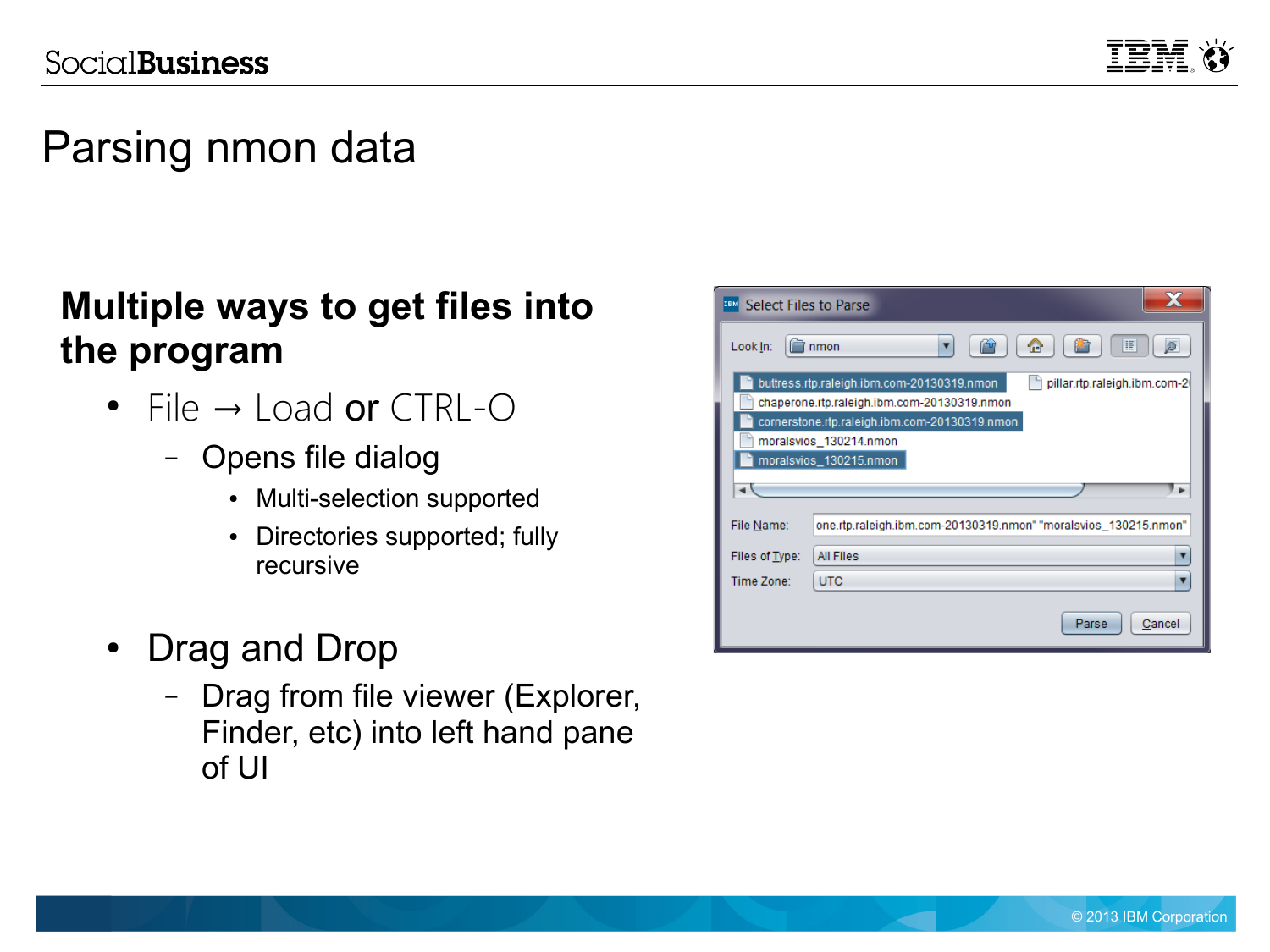# Parsing nmon data

## Multiple ways to get files into the program

- File → Load or CTRL-O
  - Opens file dialog
    - Multi-selection supported
    - Directories supported; fully recursive
- Drag and Drop
  - Drag from file viewer (Explorer, Finder, etc) into left hand pane of UI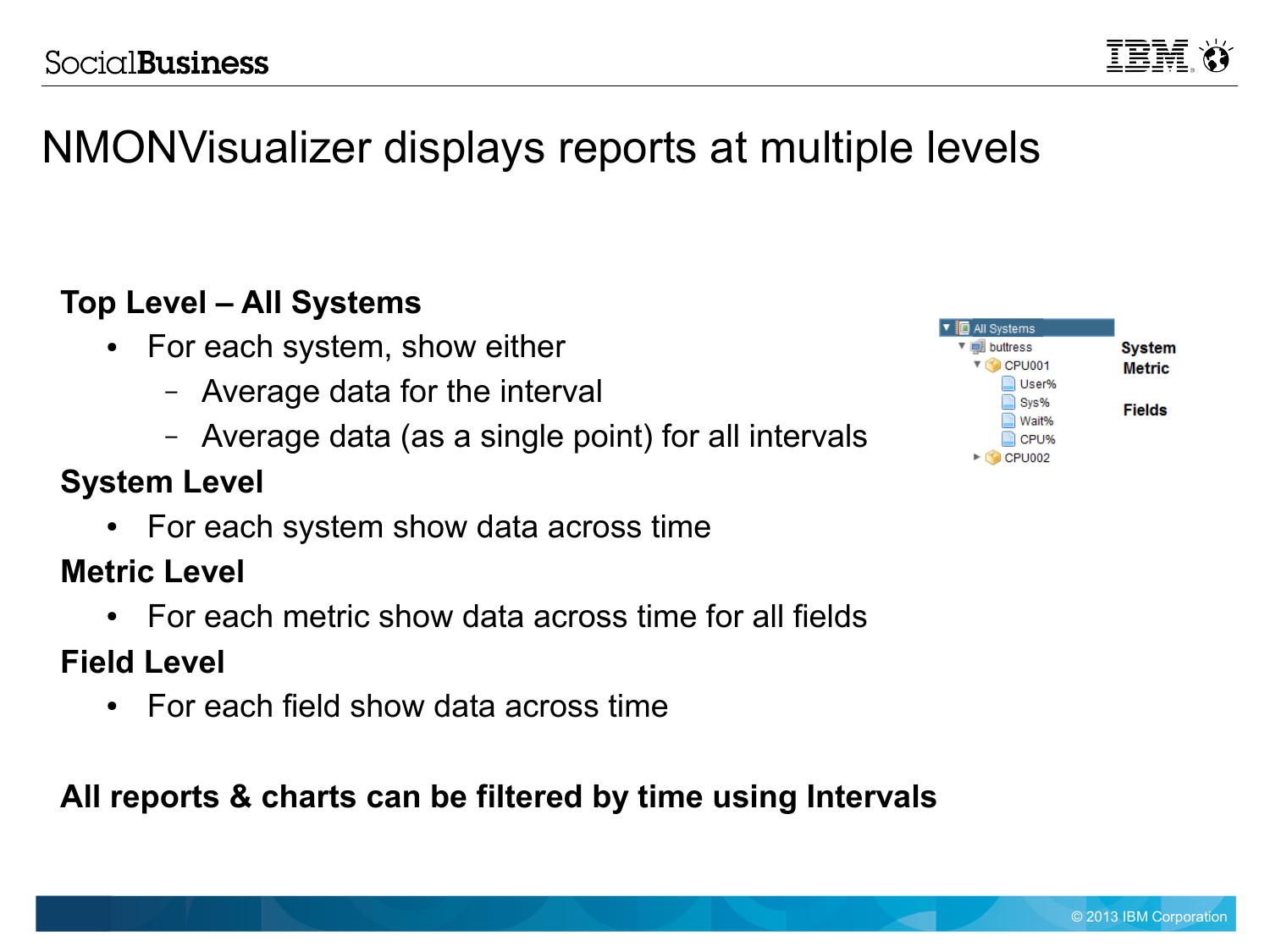# NMONVisualizer displays reports at multiple levels

**Top Level – All Systems**

- For each system, show either
  - Average data for the interval
  - Average data (as a single point) for all intervals

**System Level**

- For each system show data across time

**Metric Level**

- For each metric show data across time for all fields

**Field Level**

- For each field show data across time

**All reports & charts can be filtered by time using Intervals**

- All Systems
  - buttress — **System**
    - CPU001 — **Metric**
      - User%
      - Sys% — **Fields**
      - Wait%
      - CPU%
    - CPU002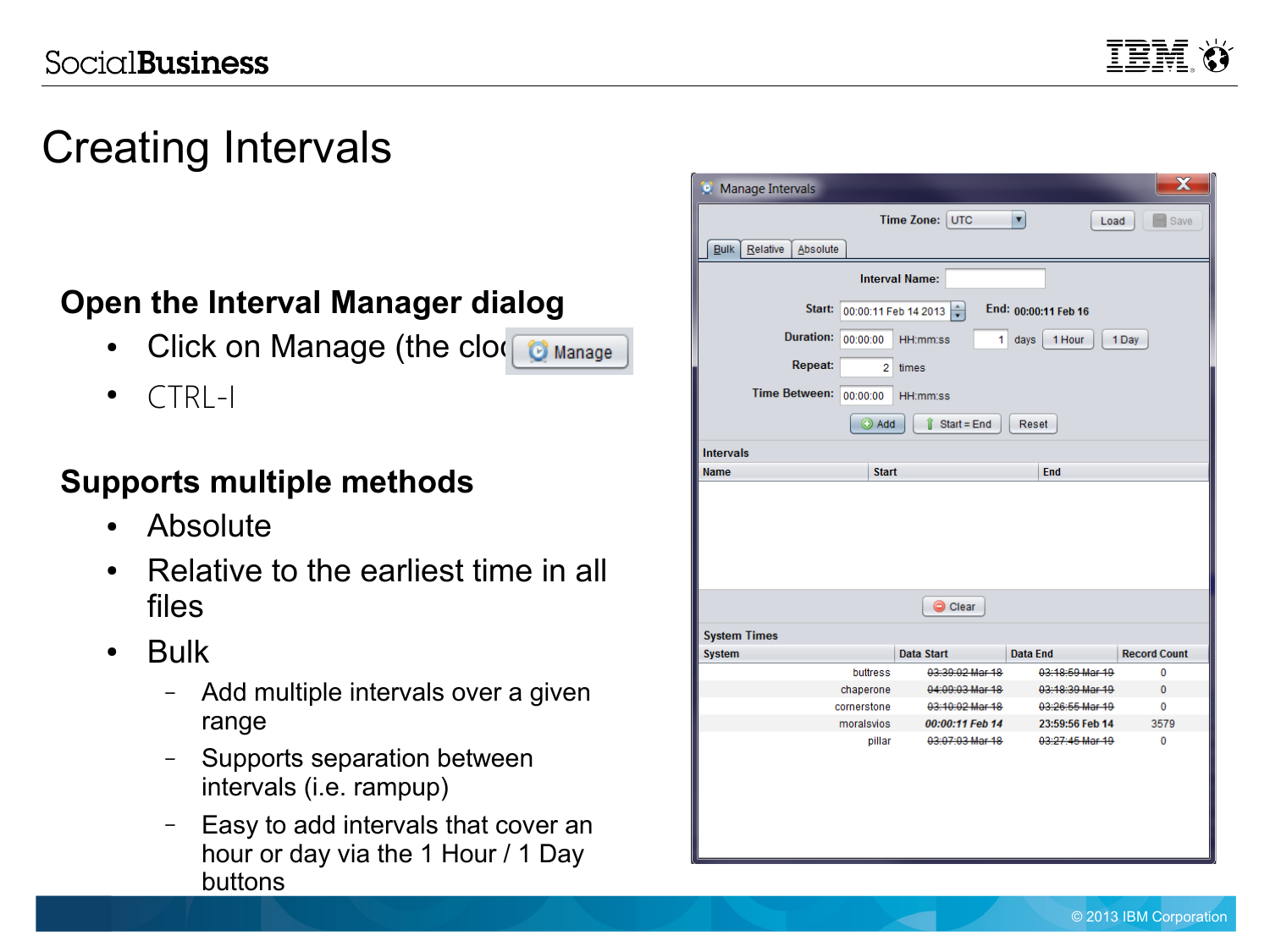# Creating Intervals

**Open the Interval Manager dialog**

- Click on Manage (the cloc
- CTRL-I

**Supports multiple methods**

- Absolute
- Relative to the earliest time in all files
- Bulk
  - Add multiple intervals over a given range
  - Supports separation between intervals (i.e. rampup)
  - Easy to add intervals that cover an hour or day via the 1 Hour / 1 Day buttons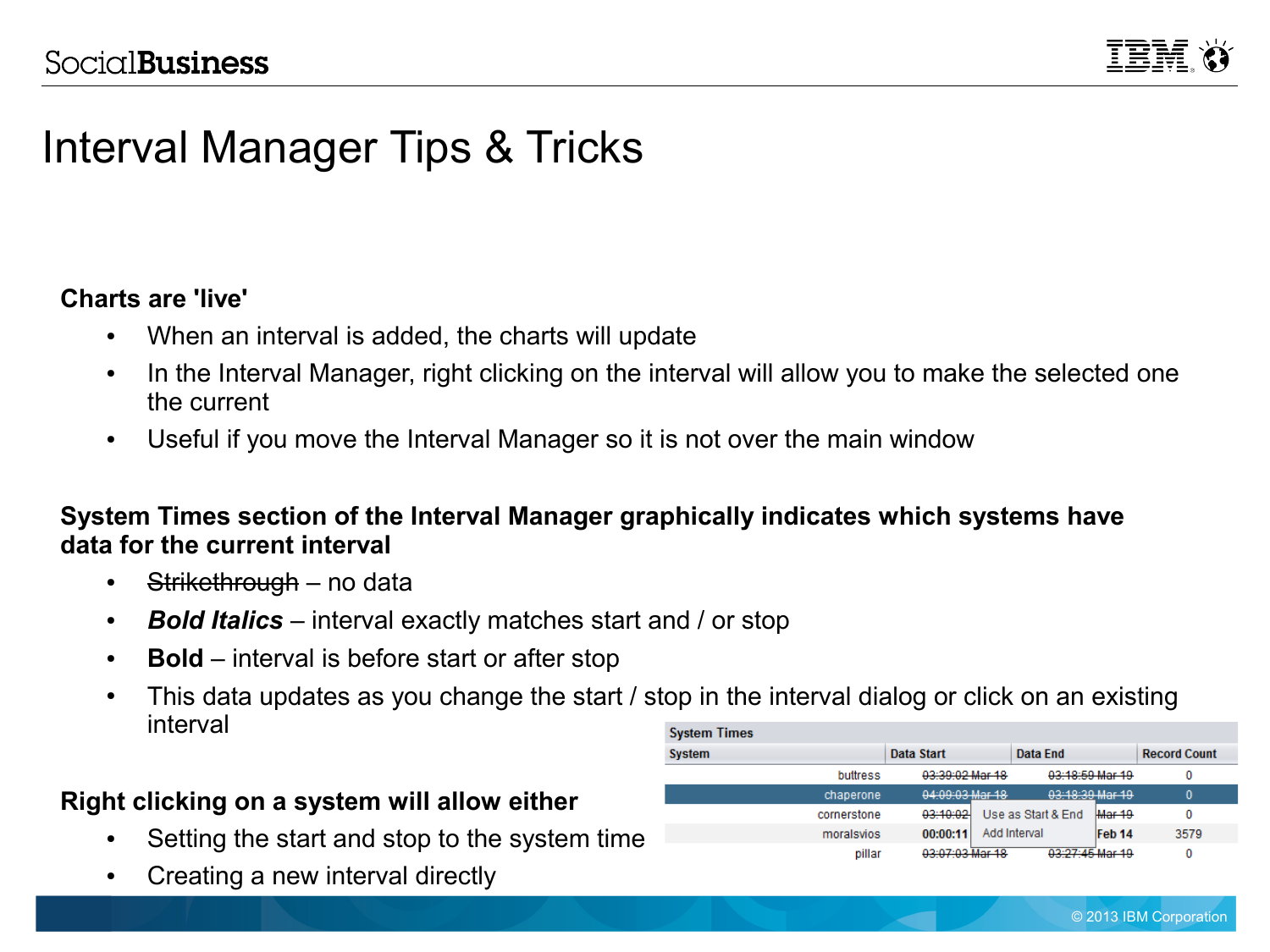# Interval Manager Tips & Tricks

**Charts are 'live'**

- When an interval is added, the charts will update
- In the Interval Manager, right clicking on the interval will allow you to make the selected one the current
- Useful if you move the Interval Manager so it is not over the main window

**System Times section of the Interval Manager graphically indicates which systems have data for the current interval**

- ~~Strikethrough~~ – no data
- ***Bold Italics*** – interval exactly matches start and / or stop
- **Bold** – interval is before start or after stop
- This data updates as you change the start / stop in the interval dialog or click on an existing interval

**Right clicking on a system will allow either**

- Setting the start and stop to the system time
- Creating a new interval directly

System Times

| System | Data Start | Data End | Record Count |
|---|---|---|---|
| buttress | ~~03:39:02 Mar 18~~ | ~~03:18:59 Mar 19~~ | 0 |
| chaperone | ~~04:09:03 Mar 18~~ | ~~03:18:39 Mar 19~~ | 0 |
| cornerstone | ~~03:10:02~~ | ~~Mar 19~~ | 0 |
| moralsvios | **00:00:11** | **Feb 14** | 3579 |
| pillar | ~~03:07:03 Mar 18~~ | ~~03:27:45 Mar 19~~ | 0 |

Use as Start & End
Add Interval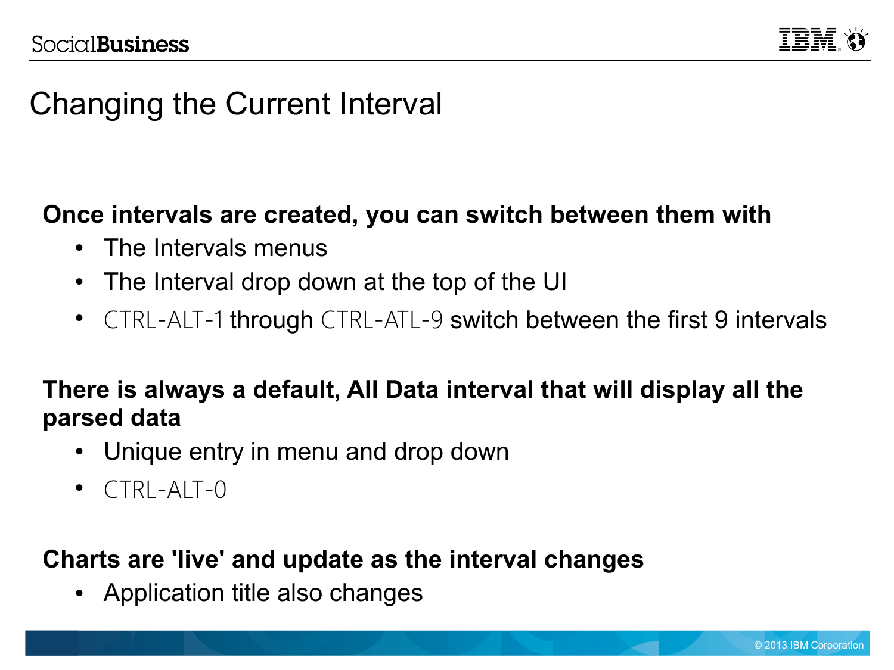# Changing the Current Interval

**Once intervals are created, you can switch between them with**

- The Intervals menus
- The Interval drop down at the top of the UI
- CTRL-ALT-1 through CTRL-ATL-9 switch between the first 9 intervals

**There is always a default, All Data interval that will display all the parsed data**

- Unique entry in menu and drop down
- CTRL-ALT-0

**Charts are 'live' and update as the interval changes**

- Application title also changes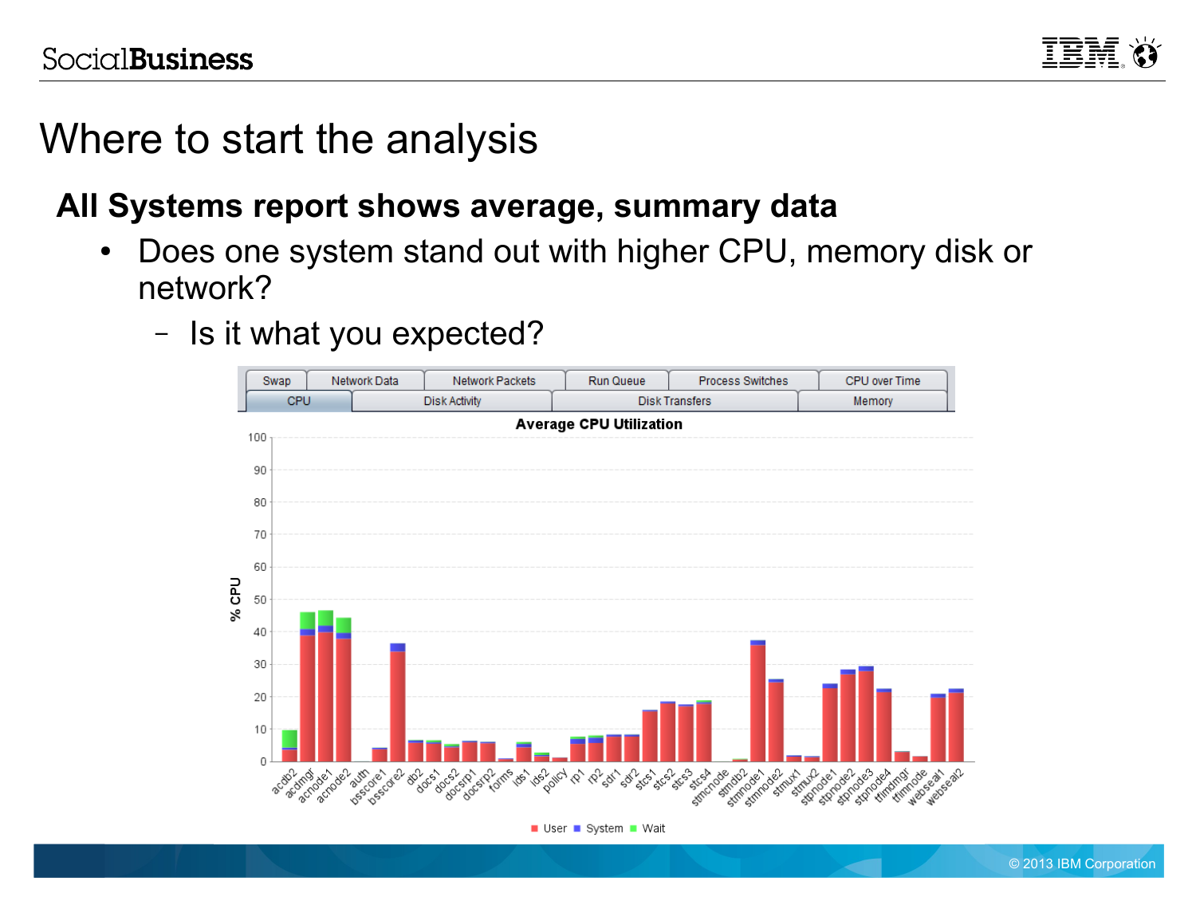# Where to start the analysis

## All Systems report shows average, summary data

- Does one system stand out with higher CPU, memory disk or network?
  - Is it what you expected?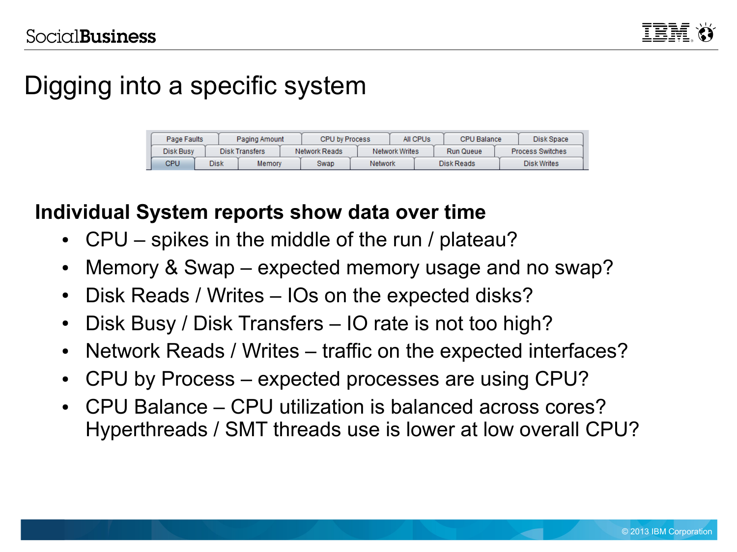# Digging into a specific system

| Page Faults | Paging Amount | CPU by Process | All CPUs | CPU Balance | Disk Space |
|---|---|---|---|---|---|
| Disk Busy | Disk Transfers | Network Reads | Network Writes | Run Queue | Process Switches |
| CPU | Disk | Memory | Swap | Network | Disk Reads | Disk Writes |

**Individual System reports show data over time**

- CPU – spikes in the middle of the run / plateau?
- Memory & Swap – expected memory usage and no swap?
- Disk Reads / Writes – IOs on the expected disks?
- Disk Busy / Disk Transfers – IO rate is not too high?
- Network Reads / Writes – traffic on the expected interfaces?
- CPU by Process – expected processes are using CPU?
- CPU Balance – CPU utilization is balanced across cores? Hyperthreads / SMT threads use is lower at low overall CPU?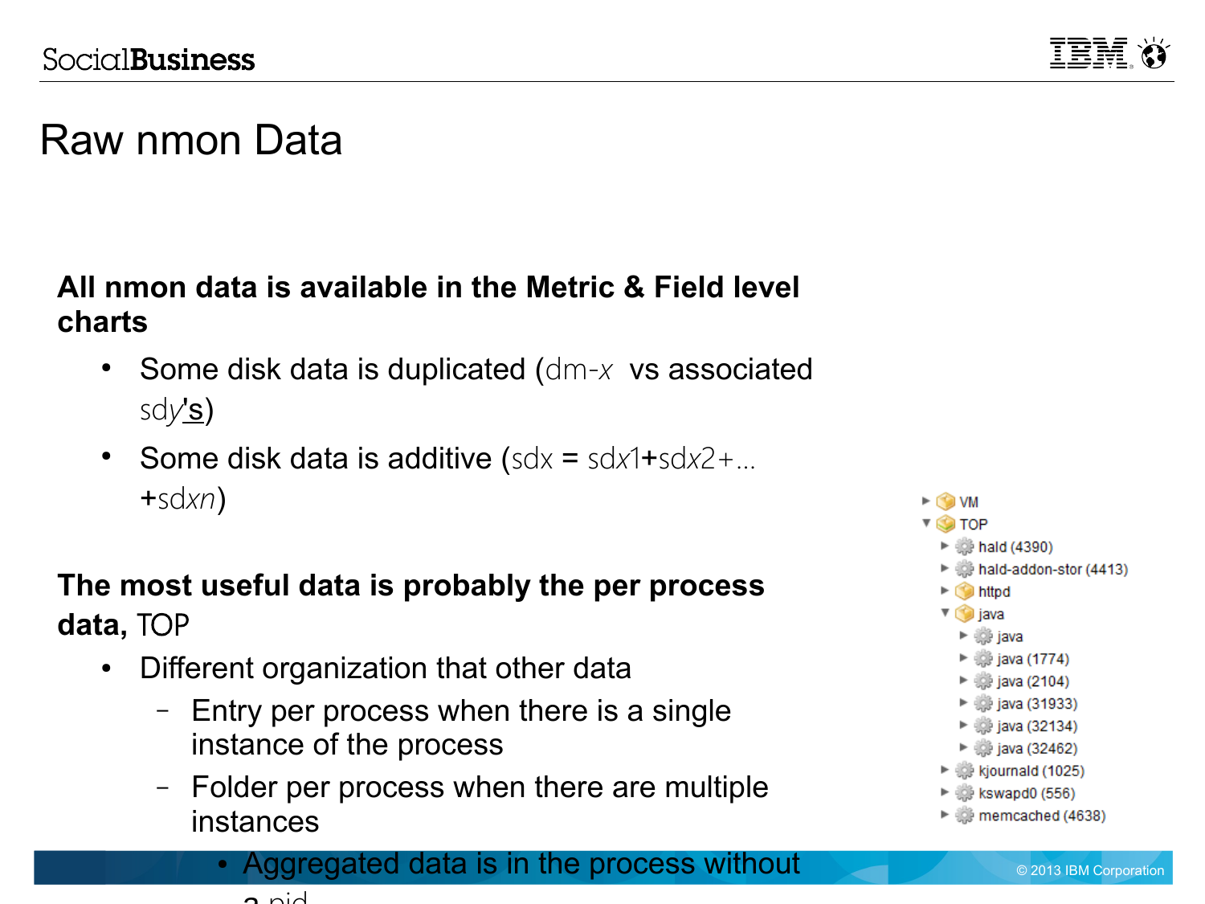# Raw nmon Data

**All nmon data is available in the Metric & Field level charts**

- Some disk data is duplicated (dm-*x* vs associated sd*y*'s)
- Some disk data is additive (sdx = sd*x*1+sd*x*2+…+sd*xn*)

**The most useful data is probably the per process data,** TOP

- Different organization that other data
  - Entry per process when there is a single instance of the process
  - Folder per process when there are multiple instances
    - Aggregated data is in the process without a pid

- VM
- TOP
  - hald (4390)
  - hald-addon-stor (4413)
  - httpd
  - java
    - java
    - java (1774)
    - java (2104)
    - java (31933)
    - java (32134)
    - java (32462)
  - kjournald (1025)
  - kswapd0 (556)
  - memcached (4638)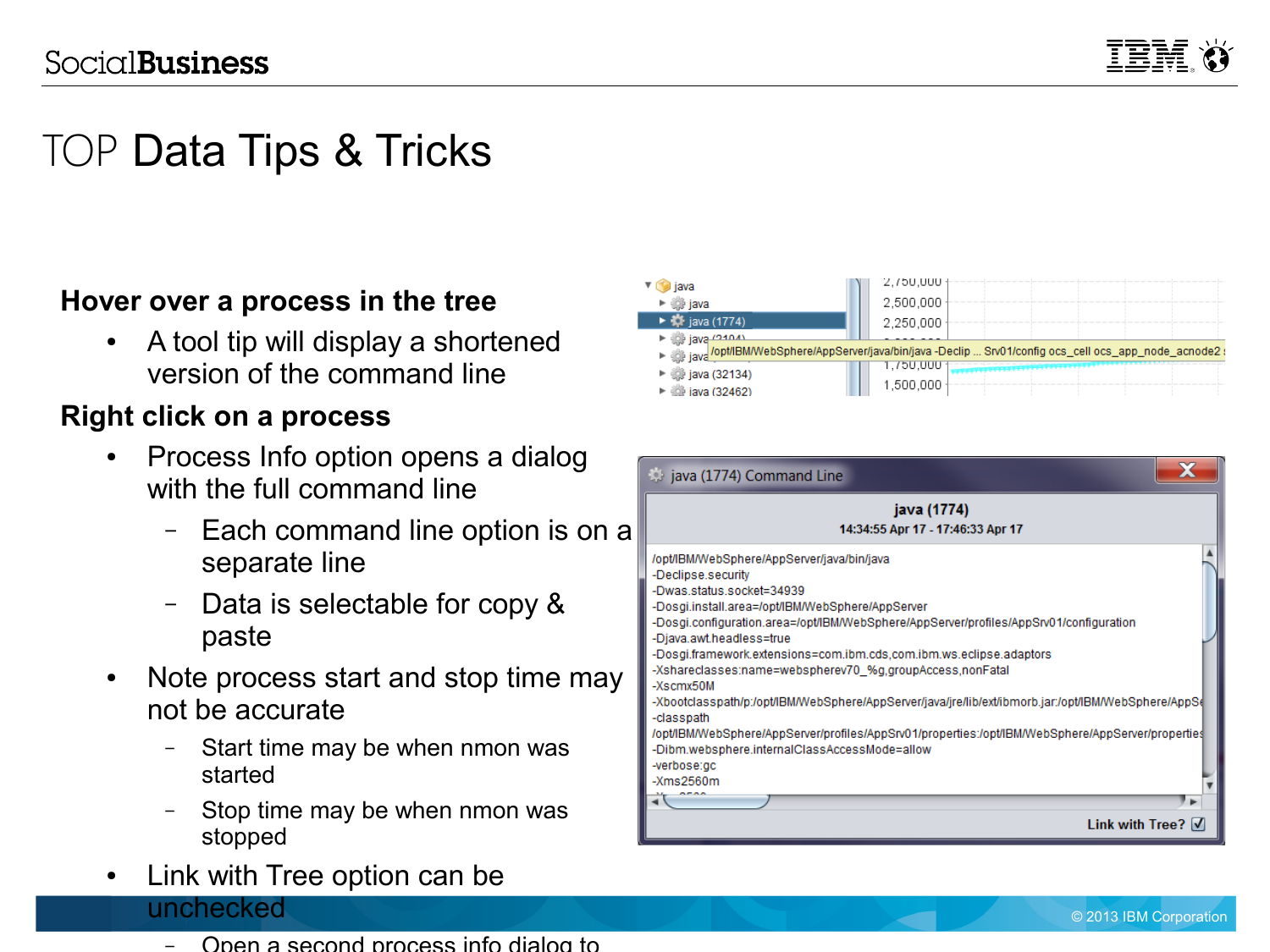# TOP Data Tips & Tricks

**Hover over a process in the tree**

- A tool tip will display a shortened version of the command line

**Right click on a process**

- Process Info option opens a dialog with the full command line
  - Each command line option is on a separate line
  - Data is selectable for copy & paste
- Note process start and stop time may not be accurate
  - Start time may be when nmon was started
  - Stop time may be when nmon was stopped
- Link with Tree option can be unchecked
  - Open a second process info dialog to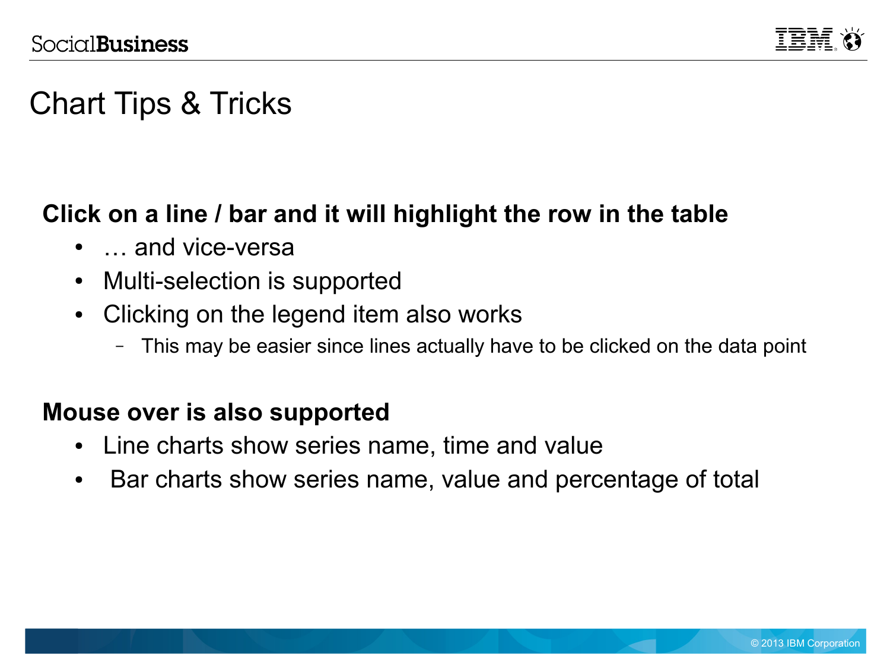# Chart Tips & Tricks

**Click on a line / bar and it will highlight the row in the table**

- … and vice-versa
- Multi-selection is supported
- Clicking on the legend item also works
  - This may be easier since lines actually have to be clicked on the data point

**Mouse over is also supported**

- Line charts show series name, time and value
- Bar charts show series name, value and percentage of total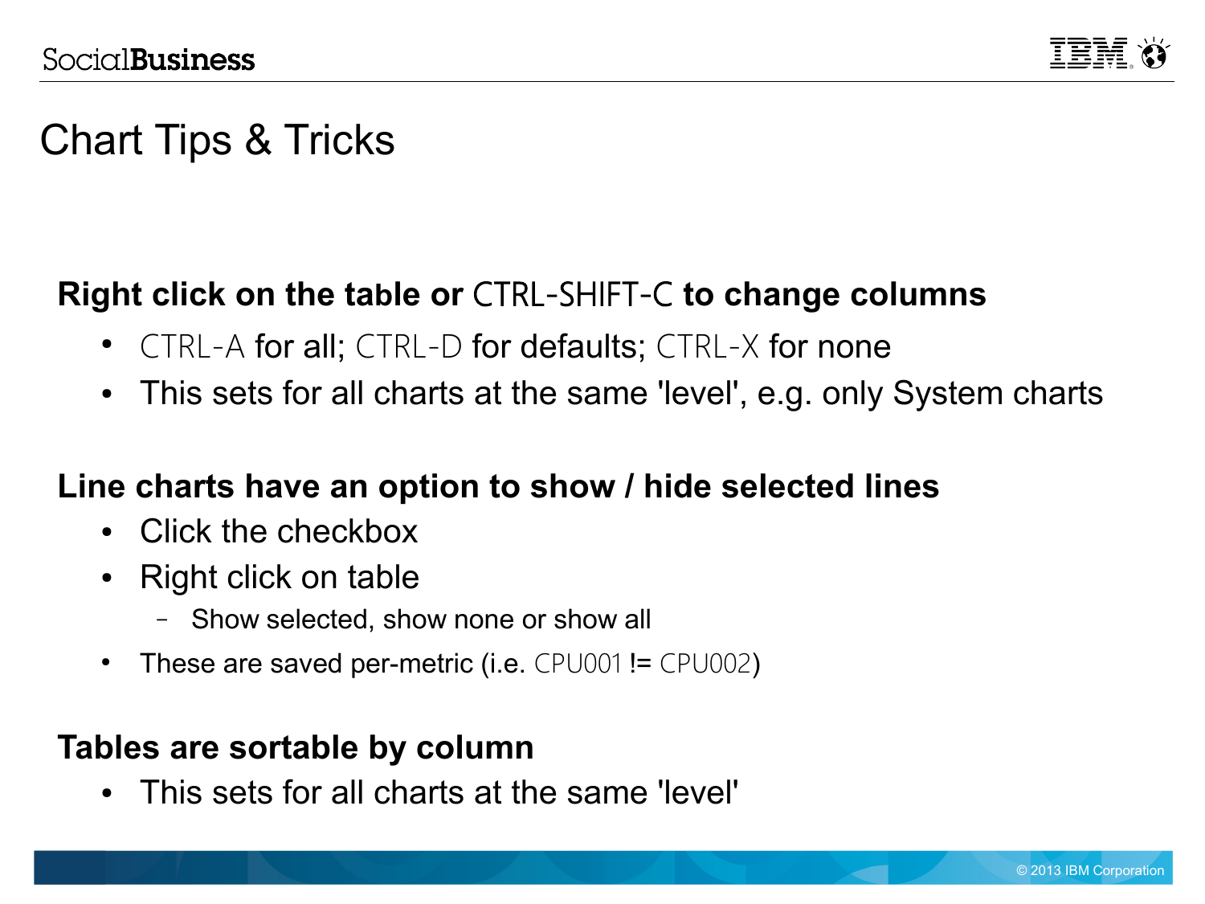# Chart Tips & Tricks

**Right click on the table or CTRL-SHIFT-C to change columns**

- CTRL-A for all; CTRL-D for defaults; CTRL-X for none
- This sets for all charts at the same 'level', e.g. only System charts

**Line charts have an option to show / hide selected lines**

- Click the checkbox
- Right click on table
  - Show selected, show none or show all
- These are saved per-metric (i.e. CPU001 != CPU002)

**Tables are sortable by column**

- This sets for all charts at the same 'level'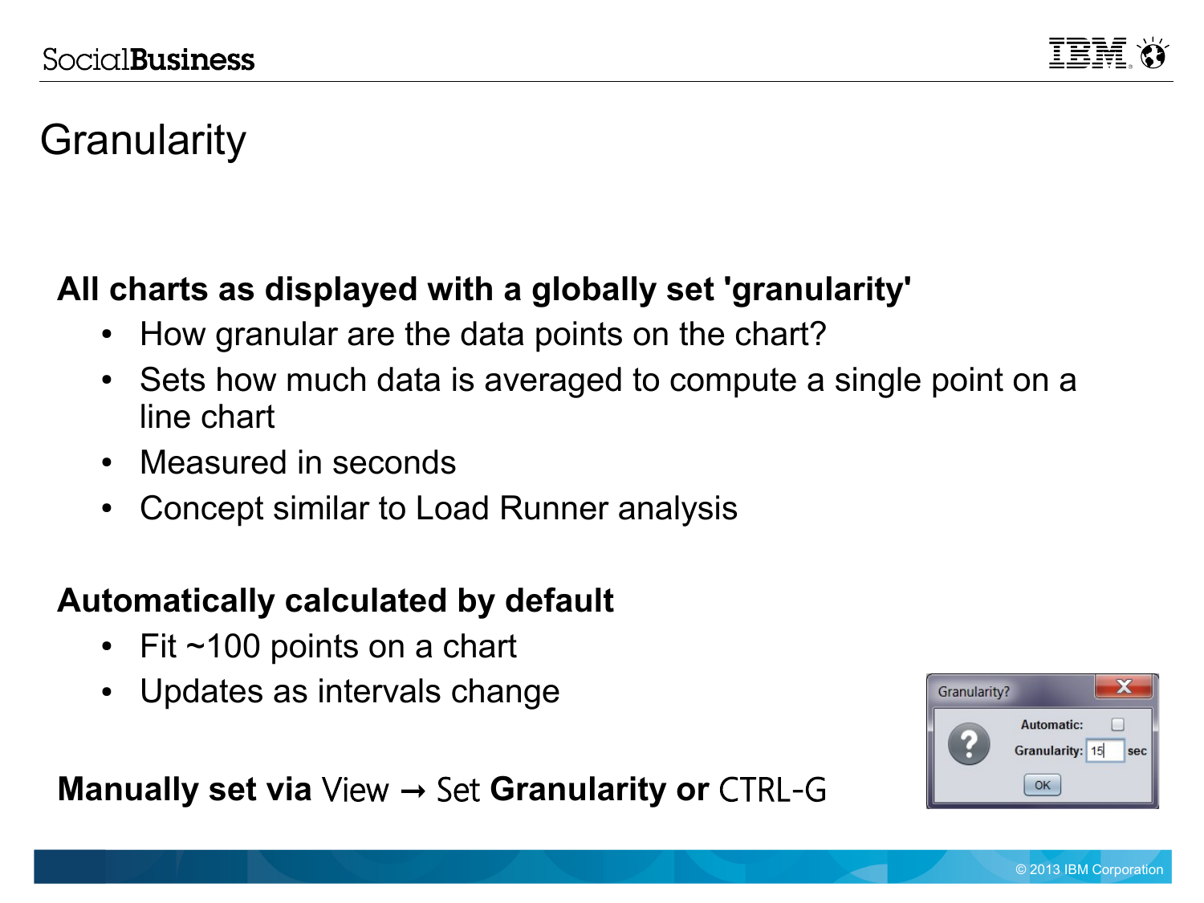# Granularity

**All charts as displayed with a globally set 'granularity'**

- How granular are the data points on the chart?
- Sets how much data is averaged to compute a single point on a line chart
- Measured in seconds
- Concept similar to Load Runner analysis

**Automatically calculated by default**

- Fit ~100 points on a chart
- Updates as intervals change

**Manually set via** View → Set **Granularity or** CTRL-G

Granularity?

Automatic:

Granularity: 15 sec

OK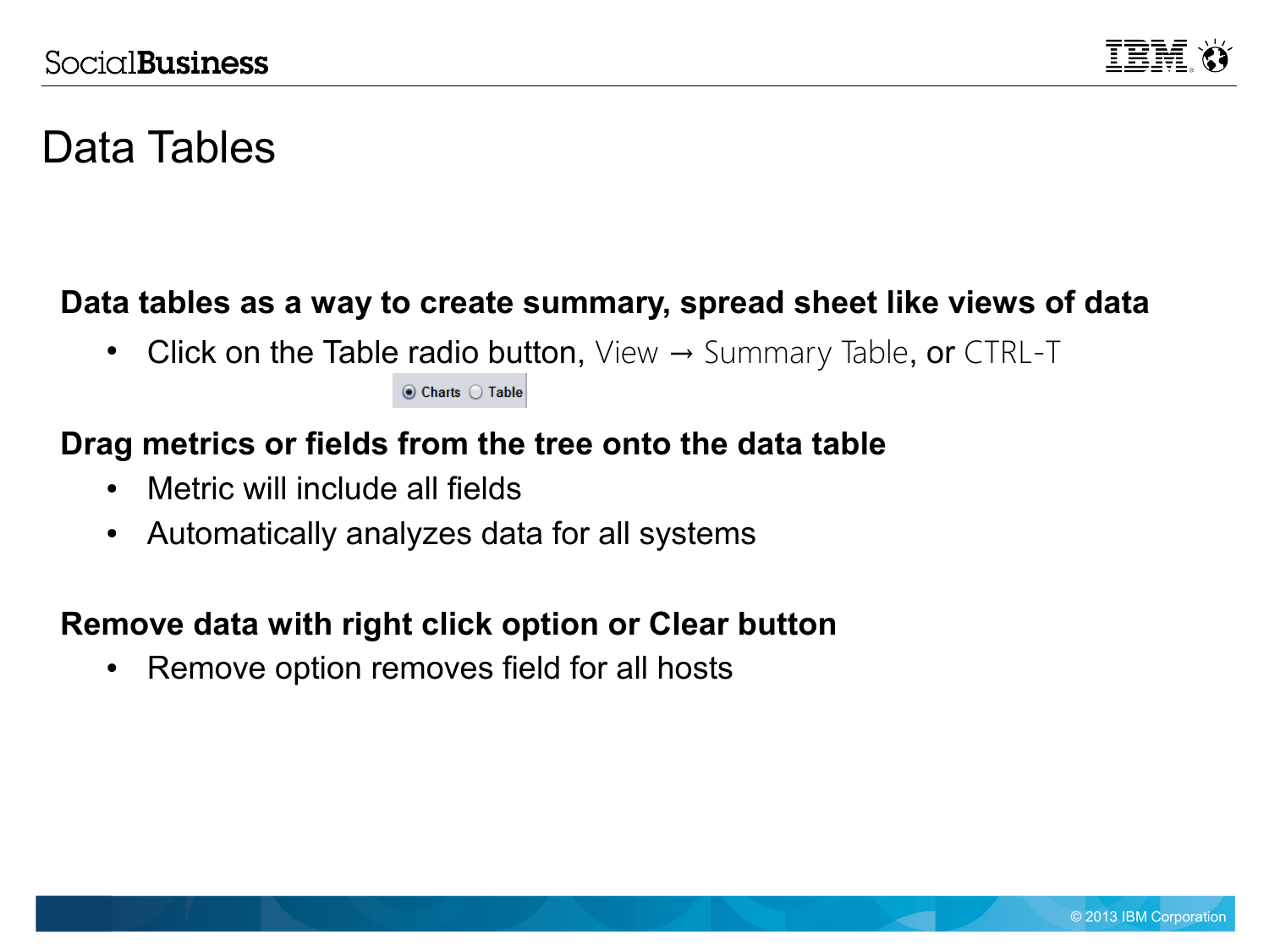# Data Tables

**Data tables as a way to create summary, spread sheet like views of data**

- Click on the Table radio button, View → Summary Table, or CTRL-T

**Drag metrics or fields from the tree onto the data table**

- Metric will include all fields
- Automatically analyzes data for all systems

**Remove data with right click option or Clear button**

- Remove option removes field for all hosts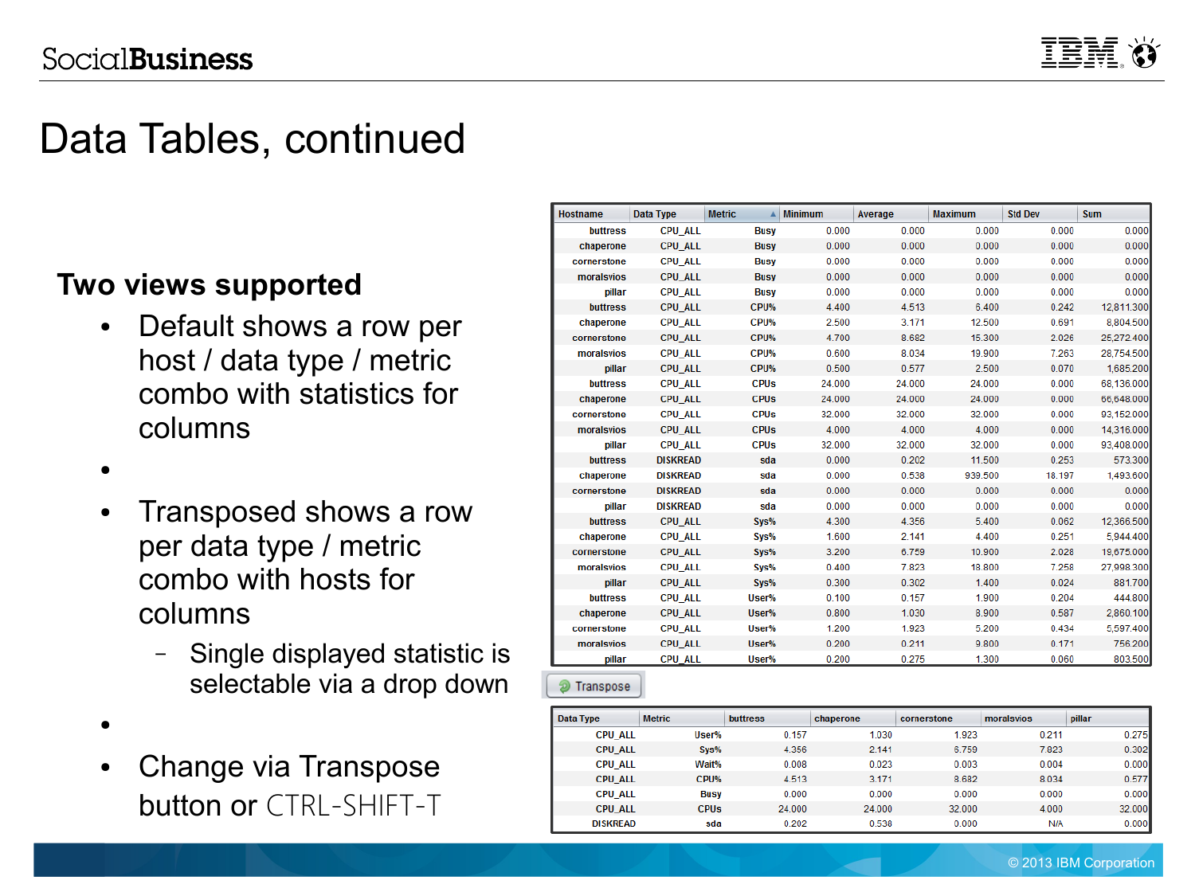# Data Tables, continued

**Two views supported**

- Default shows a row per host / data type / metric combo with statistics for columns
- 
- Transposed shows a row per data type / metric combo with hosts for columns
  - Single displayed statistic is selectable via a drop down
- 
- Change via Transpose button or CTRL-SHIFT-T

| Hostname | Data Type | Metric | Minimum | Average | Maximum | Std Dev | Sum |
|---|---|---|---|---|---|---|---|
| buttress | CPU_ALL | Busy | 0.000 | 0.000 | 0.000 | 0.000 | 0.000 |
| chaperone | CPU_ALL | Busy | 0.000 | 0.000 | 0.000 | 0.000 | 0.000 |
| cornerstone | CPU_ALL | Busy | 0.000 | 0.000 | 0.000 | 0.000 | 0.000 |
| moralsvios | CPU_ALL | Busy | 0.000 | 0.000 | 0.000 | 0.000 | 0.000 |
| pillar | CPU_ALL | Busy | 0.000 | 0.000 | 0.000 | 0.000 | 0.000 |
| buttress | CPU_ALL | CPU% | 4.400 | 4.513 | 6.400 | 0.242 | 12,811.300 |
| chaperone | CPU_ALL | CPU% | 2.500 | 3.171 | 12.500 | 0.691 | 8,804.500 |
| cornerstone | CPU_ALL | CPU% | 4.700 | 8.682 | 15.300 | 2.026 | 25,272.400 |
| moralsvios | CPU_ALL | CPU% | 0.600 | 8.034 | 19.900 | 7.263 | 28,754.500 |
| pillar | CPU_ALL | CPU% | 0.500 | 0.577 | 2.500 | 0.070 | 1,685.200 |
| buttress | CPU_ALL | CPUs | 24.000 | 24.000 | 24.000 | 0.000 | 68,136.000 |
| chaperone | CPU_ALL | CPUs | 24.000 | 24.000 | 24.000 | 0.000 | 66,648.000 |
| cornerstone | CPU_ALL | CPUs | 32.000 | 32.000 | 32.000 | 0.000 | 93,152.000 |
| moralsvios | CPU_ALL | CPUs | 4.000 | 4.000 | 4.000 | 0.000 | 14,316.000 |
| pillar | CPU_ALL | CPUs | 32.000 | 32.000 | 32.000 | 0.000 | 93,408.000 |
| buttress | DISKREAD | sda | 0.000 | 0.202 | 11.500 | 0.253 | 573.300 |
| chaperone | DISKREAD | sda | 0.000 | 0.538 | 939.500 | 18.197 | 1,493.600 |
| cornerstone | DISKREAD | sda | 0.000 | 0.000 | 0.000 | 0.000 | 0.000 |
| pillar | DISKREAD | sda | 0.000 | 0.000 | 0.000 | 0.000 | 0.000 |
| buttress | CPU_ALL | Sys% | 4.300 | 4.356 | 5.400 | 0.062 | 12,366.500 |
| chaperone | CPU_ALL | Sys% | 1.600 | 2.141 | 4.400 | 0.251 | 5,944.400 |
| cornerstone | CPU_ALL | Sys% | 3.200 | 6.759 | 10.900 | 2.028 | 19,675.000 |
| moralsvios | CPU_ALL | Sys% | 0.400 | 7.823 | 18.800 | 7.258 | 27,998.300 |
| pillar | CPU_ALL | Sys% | 0.300 | 0.302 | 1.400 | 0.024 | 881.700 |
| buttress | CPU_ALL | User% | 0.100 | 0.157 | 1.900 | 0.204 | 444.800 |
| chaperone | CPU_ALL | User% | 0.800 | 1.030 | 8.900 | 0.587 | 2,860.100 |
| cornerstone | CPU_ALL | User% | 1.200 | 1.923 | 5.200 | 0.434 | 5,597.400 |
| moralsvios | CPU_ALL | User% | 0.200 | 0.211 | 9.800 | 0.171 | 756.200 |
| pillar | CPU_ALL | User% | 0.200 | 0.275 | 1.300 | 0.060 | 803.500 |

Transpose

| Data Type | Metric | buttress | chaperone | cornerstone | moralsvios | pillar |
|---|---|---|---|---|---|---|
| CPU_ALL | User% | 0.157 | 1.030 | 1.923 | 0.211 | 0.275 |
| CPU_ALL | Sys% | 4.356 | 2.141 | 6.759 | 7.823 | 0.302 |
| CPU_ALL | Wait% | 0.008 | 0.023 | 0.003 | 0.004 | 0.000 |
| CPU_ALL | CPU% | 4.513 | 3.171 | 8.682 | 8.034 | 0.577 |
| CPU_ALL | Busy | 0.000 | 0.000 | 0.000 | 0.000 | 0.000 |
| CPU_ALL | CPUs | 24.000 | 24.000 | 32.000 | 4.000 | 32.000 |
| DISKREAD | sda | 0.202 | 0.538 | 0.000 | N/A | 0.000 |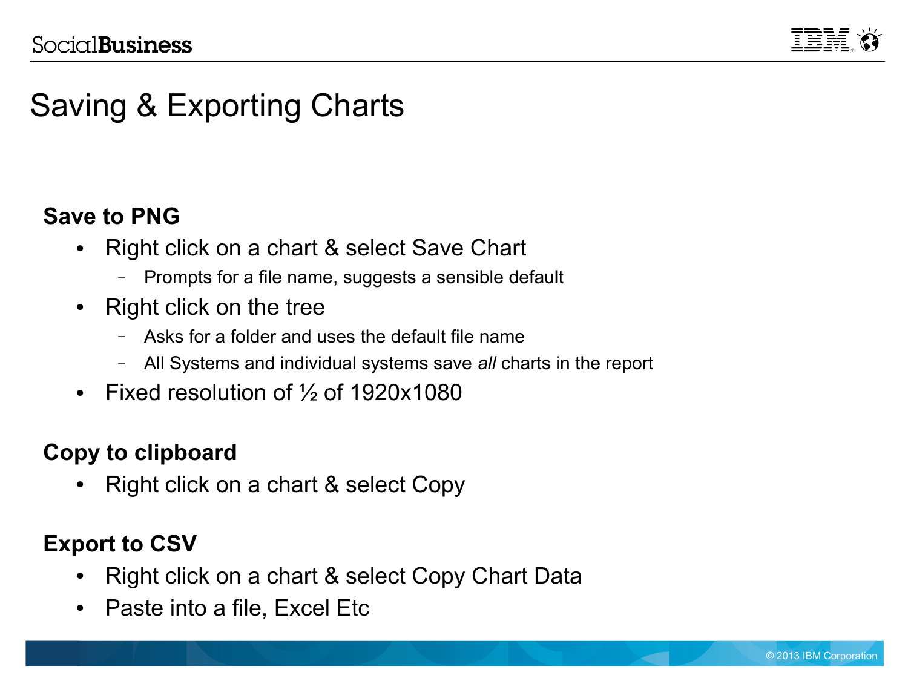# Saving & Exporting Charts

**Save to PNG**

- Right click on a chart & select Save Chart
  - Prompts for a file name, suggests a sensible default
- Right click on the tree
  - Asks for a folder and uses the default file name
  - All Systems and individual systems save *all* charts in the report
- Fixed resolution of ½ of 1920x1080

**Copy to clipboard**

- Right click on a chart & select Copy

**Export to CSV**

- Right click on a chart & select Copy Chart Data
- Paste into a file, Excel Etc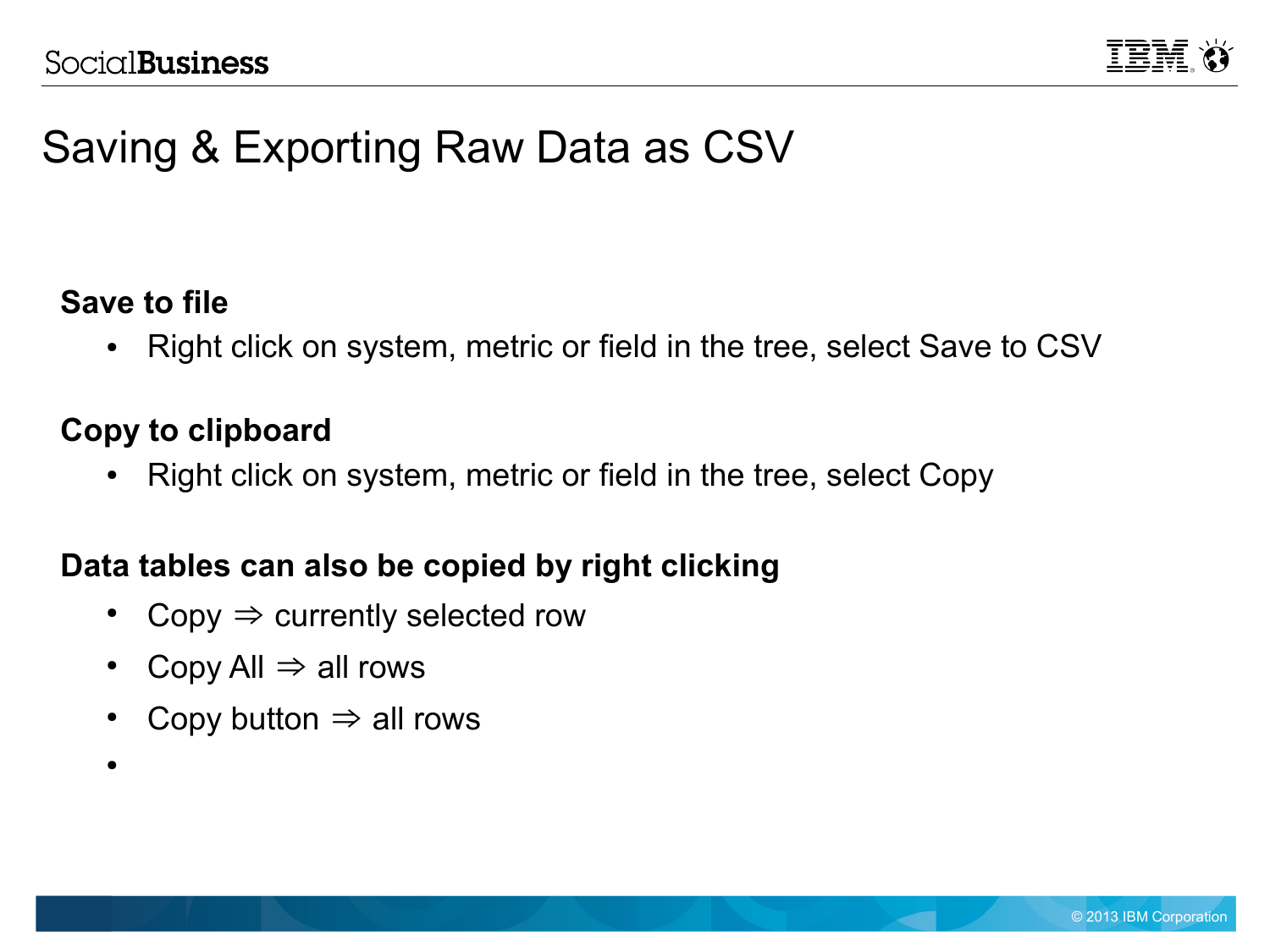# Saving & Exporting Raw Data as CSV

**Save to file**

- Right click on system, metric or field in the tree, select Save to CSV

**Copy to clipboard**

- Right click on system, metric or field in the tree, select Copy

**Data tables can also be copied by right clicking**

- Copy ⇒ currently selected row
- Copy All ⇒ all rows
- Copy button ⇒ all rows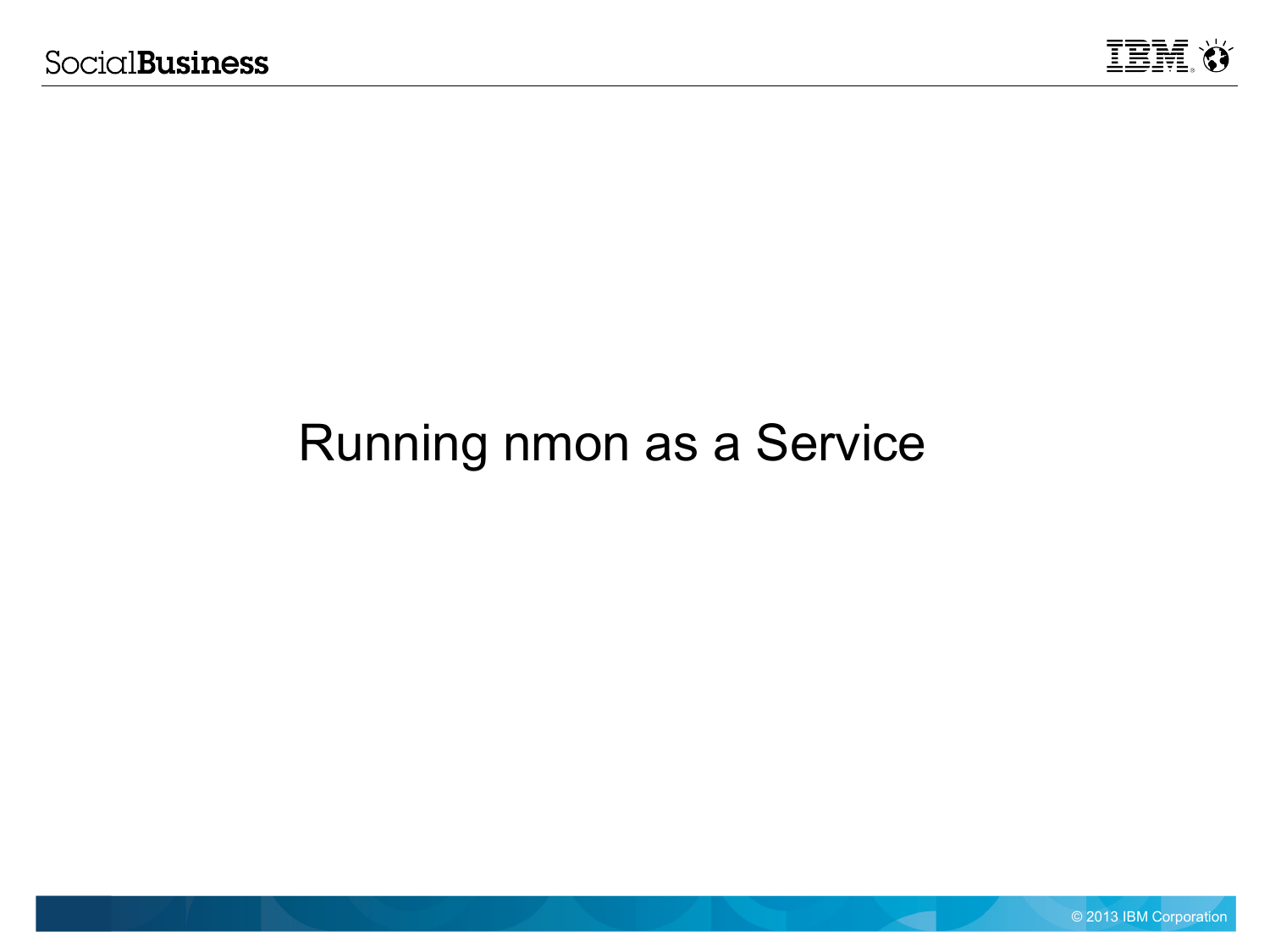# Running nmon as a Service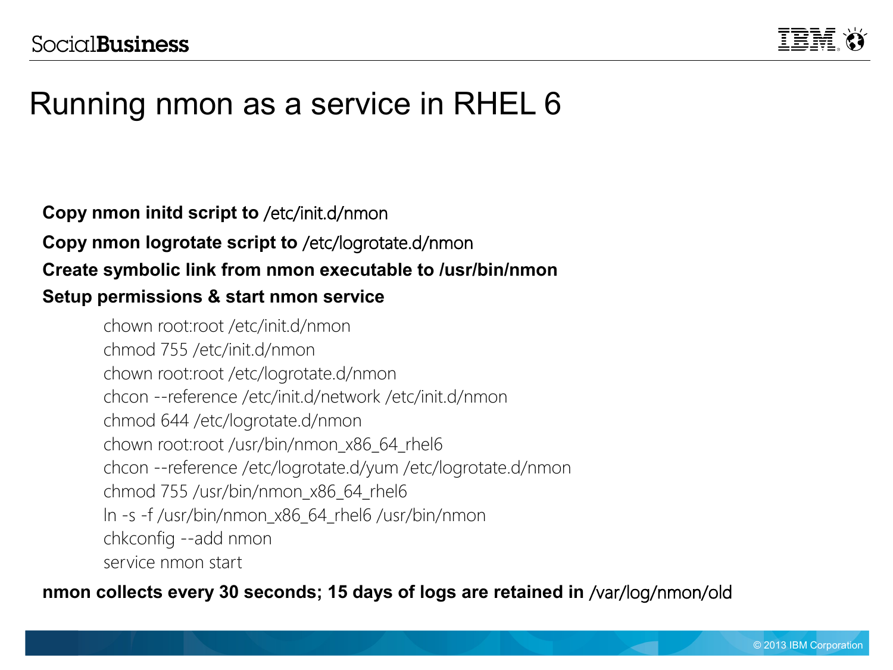# Running nmon as a service in RHEL 6

**Copy nmon initd script to** /etc/init.d/nmon

**Copy nmon logrotate script to** /etc/logrotate.d/nmon

**Create symbolic link from nmon executable to /usr/bin/nmon**

**Setup permissions & start nmon service**

```
chown root:root /etc/init.d/nmon
chmod 755 /etc/init.d/nmon
chown root:root /etc/logrotate.d/nmon
chcon --reference /etc/init.d/network /etc/init.d/nmon
chmod 644 /etc/logrotate.d/nmon
chown root:root /usr/bin/nmon_x86_64_rhel6
chcon --reference /etc/logrotate.d/yum /etc/logrotate.d/nmon
chmod 755 /usr/bin/nmon_x86_64_rhel6
ln -s -f /usr/bin/nmon_x86_64_rhel6 /usr/bin/nmon
chkconfig --add nmon
service nmon start
```

**nmon collects every 30 seconds; 15 days of logs are retained in** /var/log/nmon/old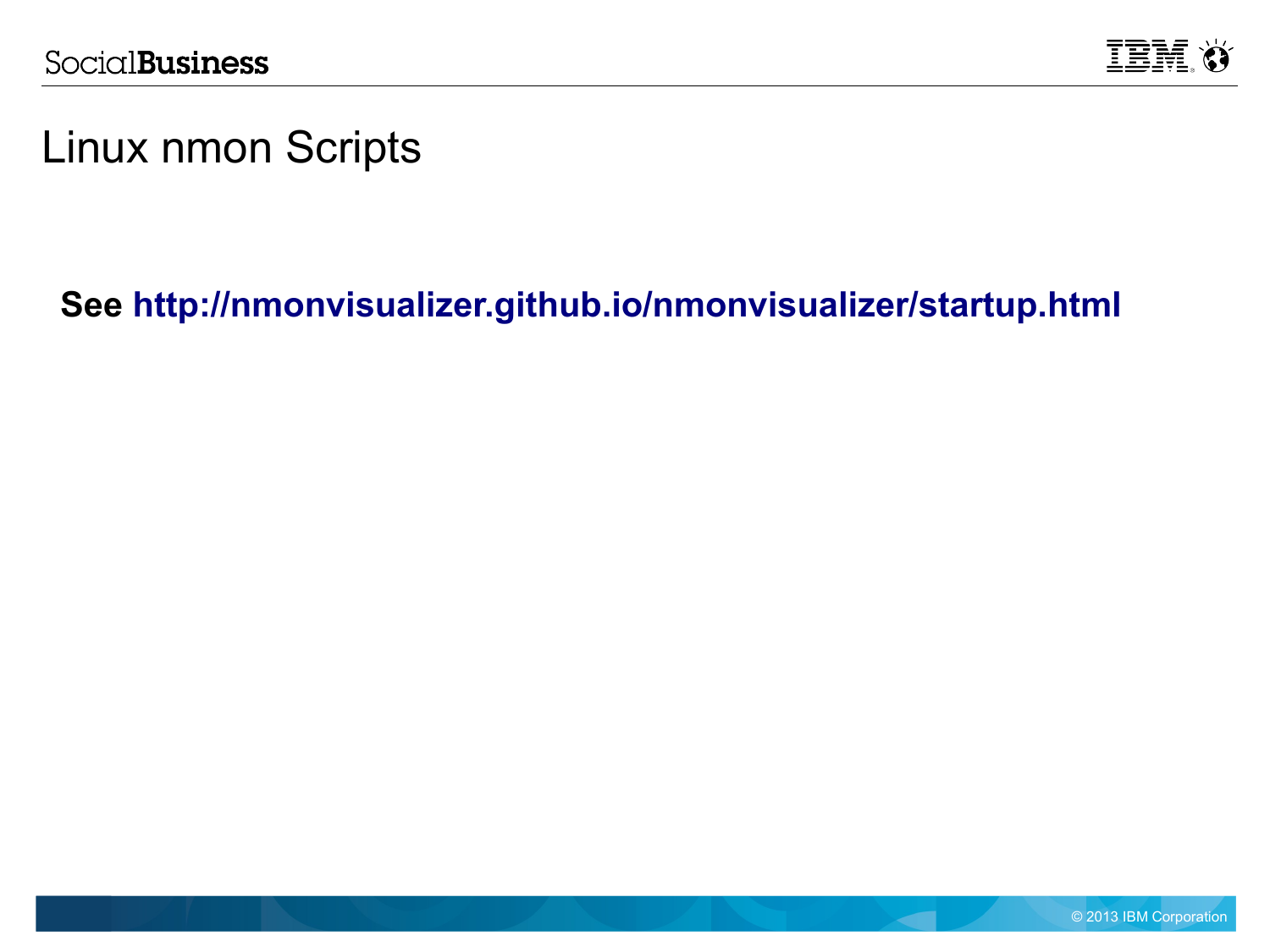# Linux nmon Scripts

**See http://nmonvisualizer.github.io/nmonvisualizer/startup.html**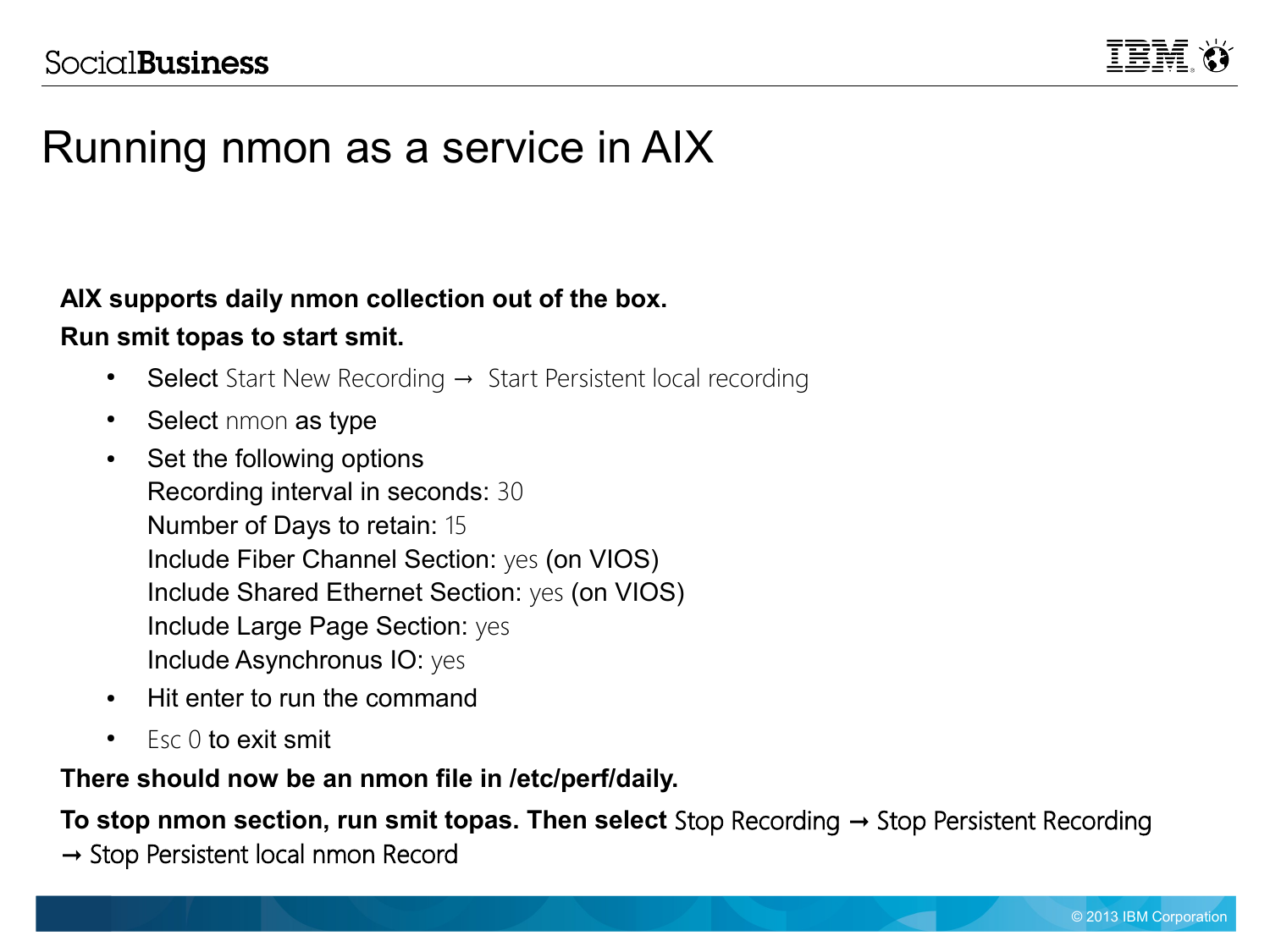# Running nmon as a service in AIX

**AIX supports daily nmon collection out of the box.**

**Run smit topas to start smit.**

- Select Start New Recording → Start Persistent local recording
- Select nmon as type
- Set the following options
  Recording interval in seconds: 30
  Number of Days to retain: 15
  Include Fiber Channel Section: yes (on VIOS)
  Include Shared Ethernet Section: yes (on VIOS)
  Include Large Page Section: yes
  Include Asynchronus IO: yes
- Hit enter to run the command
- Esc 0 to exit smit

**There should now be an nmon file in /etc/perf/daily.**

**To stop nmon section, run smit topas. Then select** Stop Recording → Stop Persistent Recording → Stop Persistent local nmon Record